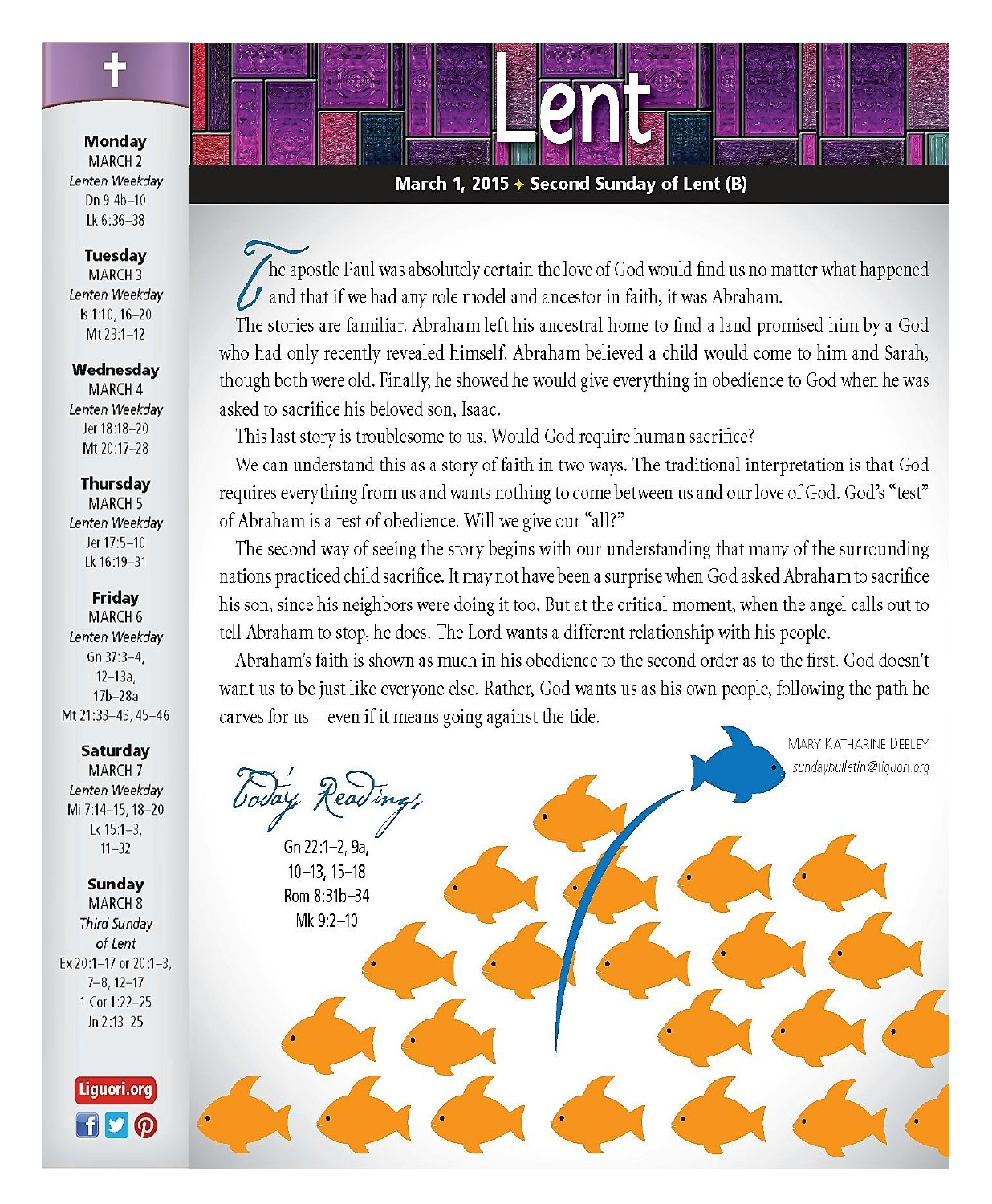# Lent

**March 1, 2015 ✦ Second Sunday of Lent (B)**

The apostle Paul was absolutely certain the love of God would find us no matter what happened and that if we had any role model and ancestor in faith, it was Abraham.

The stories are familiar. Abraham left his ancestral home to find a land promised him by a God who had only recently revealed himself. Abraham believed a child would come to him and Sarah, though both were old. Finally, he showed he would give everything in obedience to God when he was asked to sacrifice his beloved son, Isaac.

This last story is troublesome to us. Would God require human sacrifice?

We can understand this as a story of faith in two ways. The traditional interpretation is that God requires everything from us and wants nothing to come between us and our love of God. God's "test" of Abraham is a test of obedience. Will we give our "all?"

The second way of seeing the story begins with our understanding that many of the surrounding nations practiced child sacrifice. It may not have been a surprise when God asked Abraham to sacrifice his son, since his neighbors were doing it too. But at the critical moment, when the angel calls out to tell Abraham to stop, he does. The Lord wants a different relationship with his people.

Abraham's faith is shown as much in his obedience to the second order as to the first. God doesn't want us to be just like everyone else. Rather, God wants us as his own people, following the path he carves for us—even if it means going against the tide.

Mary Katharine Deeley
*sundaybulletin@liguori.org*

## Today's Readings

Gn 22:1–2, 9a, 10–13, 15–18
Rom 8:31b–34
Mk 9:2–10

---

**Monday**
MARCH 2
*Lenten Weekday*
Dn 9:4b–10
Lk 6:36–38

**Tuesday**
MARCH 3
*Lenten Weekday*
Is 1:10, 16–20
Mt 23:1–12

**Wednesday**
MARCH 4
*Lenten Weekday*
Jer 18:18–20
Mt 20:17–28

**Thursday**
MARCH 5
*Lenten Weekday*
Jer 17:5–10
Lk 16:19–31

**Friday**
MARCH 6
*Lenten Weekday*
Gn 37:3–4, 12–13a, 17b–28a
Mt 21:33–43, 45–46

**Saturday**
MARCH 7
*Lenten Weekday*
Mi 7:14–15, 18–20
Lk 15:1–3, 11–32

**Sunday**
MARCH 8
*Third Sunday of Lent*
Ex 20:1–17 or 20:1–3, 7–8, 12–17
1 Cor 1:22–25
Jn 2:13–25

Liguori.org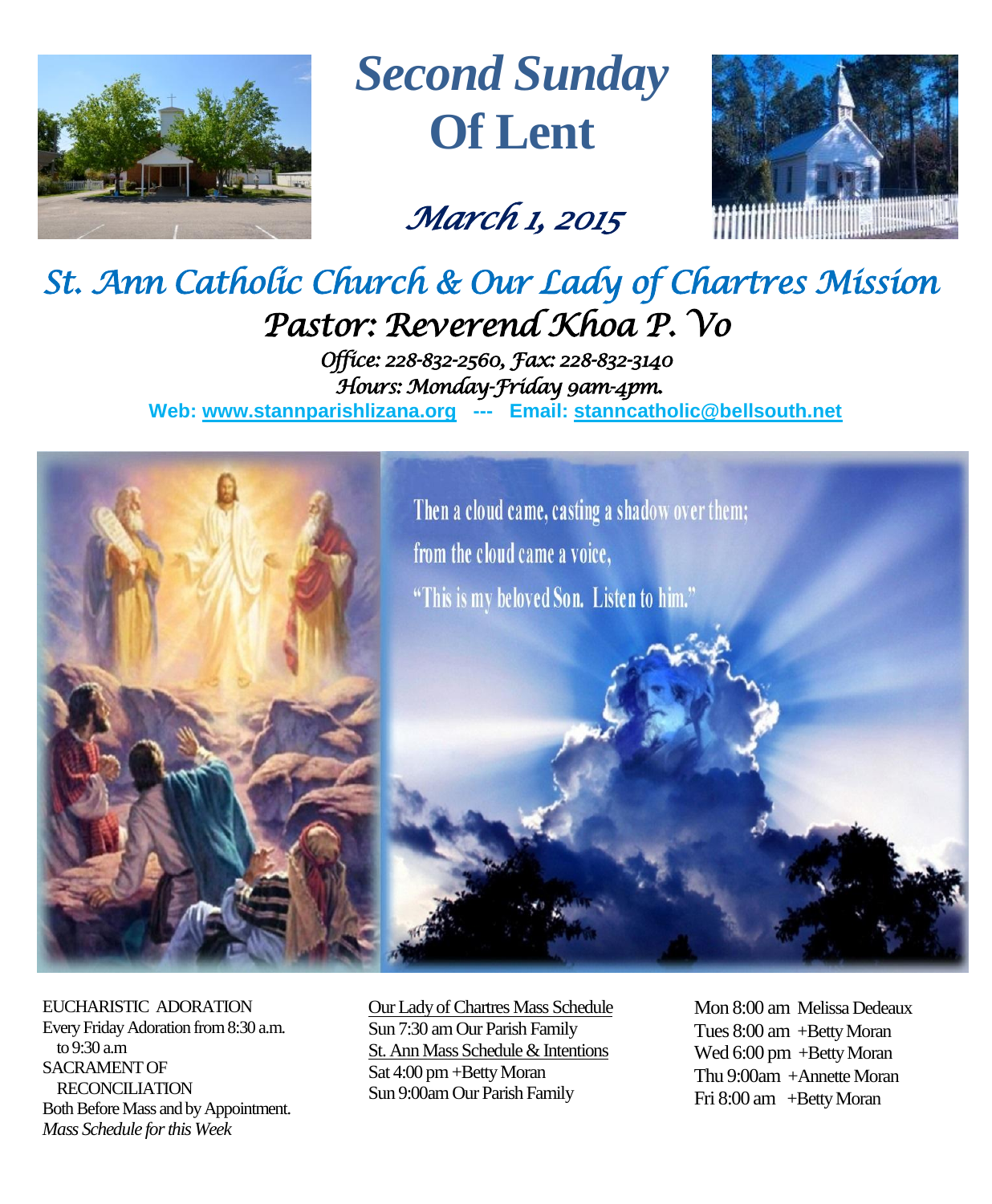# Second Sunday Of Lent

*March 1, 2015*

## St. Ann Catholic Church & Our Lady of Chartres Mission

### Pastor: Reverend Khoa P. Vo

*Office: 228-832-2560, Fax: 228-832-3140*
*Hours: Monday-Friday 9am-4pm.*

**Web: www.stannparishlizana.org --- Email: stanncatholic@bellsouth.net**

Then a cloud came, casting a shadow over them;
from the cloud came a voice,
"This is my beloved Son. Listen to him."

EUCHARISTIC ADORATION
Every Friday Adoration from 8:30 a.m. to 9:30 a.m

SACRAMENT OF RECONCILIATION
Both Before Mass and by Appointment.

*Mass Schedule for this Week*

Our Lady of Chartres Mass Schedule
Sun 7:30 am Our Parish Family

St. Ann Mass Schedule & Intentions
Sat 4:00 pm +Betty Moran
Sun 9:00am Our Parish Family

Mon 8:00 am Melissa Dedeaux
Tues 8:00 am +Betty Moran
Wed 6:00 pm +Betty Moran
Thu 9:00am +Annette Moran
Fri 8:00 am +Betty Moran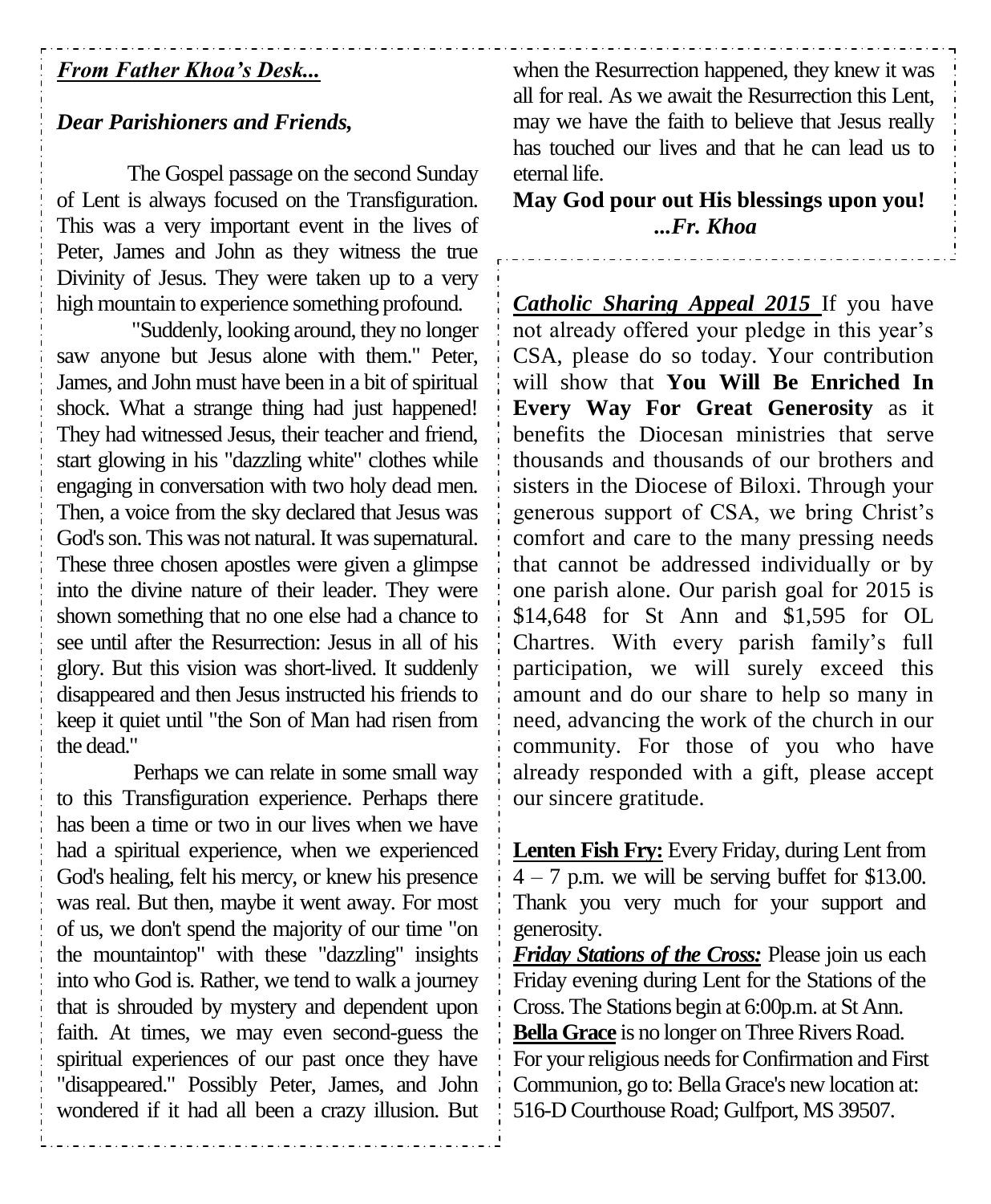***From Father Khoa's Desk...***

***Dear Parishioners and Friends,***

The Gospel passage on the second Sunday of Lent is always focused on the Transfiguration. This was a very important event in the lives of Peter, James and John as they witness the true Divinity of Jesus. They were taken up to a very high mountain to experience something profound.

"Suddenly, looking around, they no longer saw anyone but Jesus alone with them." Peter, James, and John must have been in a bit of spiritual shock. What a strange thing had just happened! They had witnessed Jesus, their teacher and friend, start glowing in his "dazzling white" clothes while engaging in conversation with two holy dead men. Then, a voice from the sky declared that Jesus was God's son. This was not natural. It was supernatural. These three chosen apostles were given a glimpse into the divine nature of their leader. They were shown something that no one else had a chance to see until after the Resurrection: Jesus in all of his glory. But this vision was short-lived. It suddenly disappeared and then Jesus instructed his friends to keep it quiet until "the Son of Man had risen from the dead."

Perhaps we can relate in some small way to this Transfiguration experience. Perhaps there has been a time or two in our lives when we have had a spiritual experience, when we experienced God's healing, felt his mercy, or knew his presence was real. But then, maybe it went away. For most of us, we don't spend the majority of our time "on the mountaintop" with these "dazzling" insights into who God is. Rather, we tend to walk a journey that is shrouded by mystery and dependent upon faith. At times, we may even second-guess the spiritual experiences of our past once they have "disappeared." Possibly Peter, James, and John wondered if it had all been a crazy illusion. But when the Resurrection happened, they knew it was all for real. As we await the Resurrection this Lent, may we have the faith to believe that Jesus really has touched our lives and that he can lead us to eternal life.

**May God pour out His blessings upon you!**
***...Fr. Khoa***

***Catholic Sharing Appeal 2015*** If you have not already offered your pledge in this year's CSA, please do so today. Your contribution will show that **You Will Be Enriched In Every Way For Great Generosity** as it benefits the Diocesan ministries that serve thousands and thousands of our brothers and sisters in the Diocese of Biloxi. Through your generous support of CSA, we bring Christ's comfort and care to the many pressing needs that cannot be addressed individually or by one parish alone. Our parish goal for 2015 is $14,648 for St Ann and $1,595 for OL Chartres. With every parish family's full participation, we will surely exceed this amount and do our share to help so many in need, advancing the work of the church in our community. For those of you who have already responded with a gift, please accept our sincere gratitude.

**Lenten Fish Fry:** Every Friday, during Lent from 4 – 7 p.m. we will be serving buffet for $13.00. Thank you very much for your support and generosity.

***Friday Stations of the Cross:*** Please join us each Friday evening during Lent for the Stations of the Cross. The Stations begin at 6:00p.m. at St Ann.

**Bella Grace** is no longer on Three Rivers Road. For your religious needs for Confirmation and First Communion, go to: Bella Grace's new location at: 516-D Courthouse Road; Gulfport, MS 39507.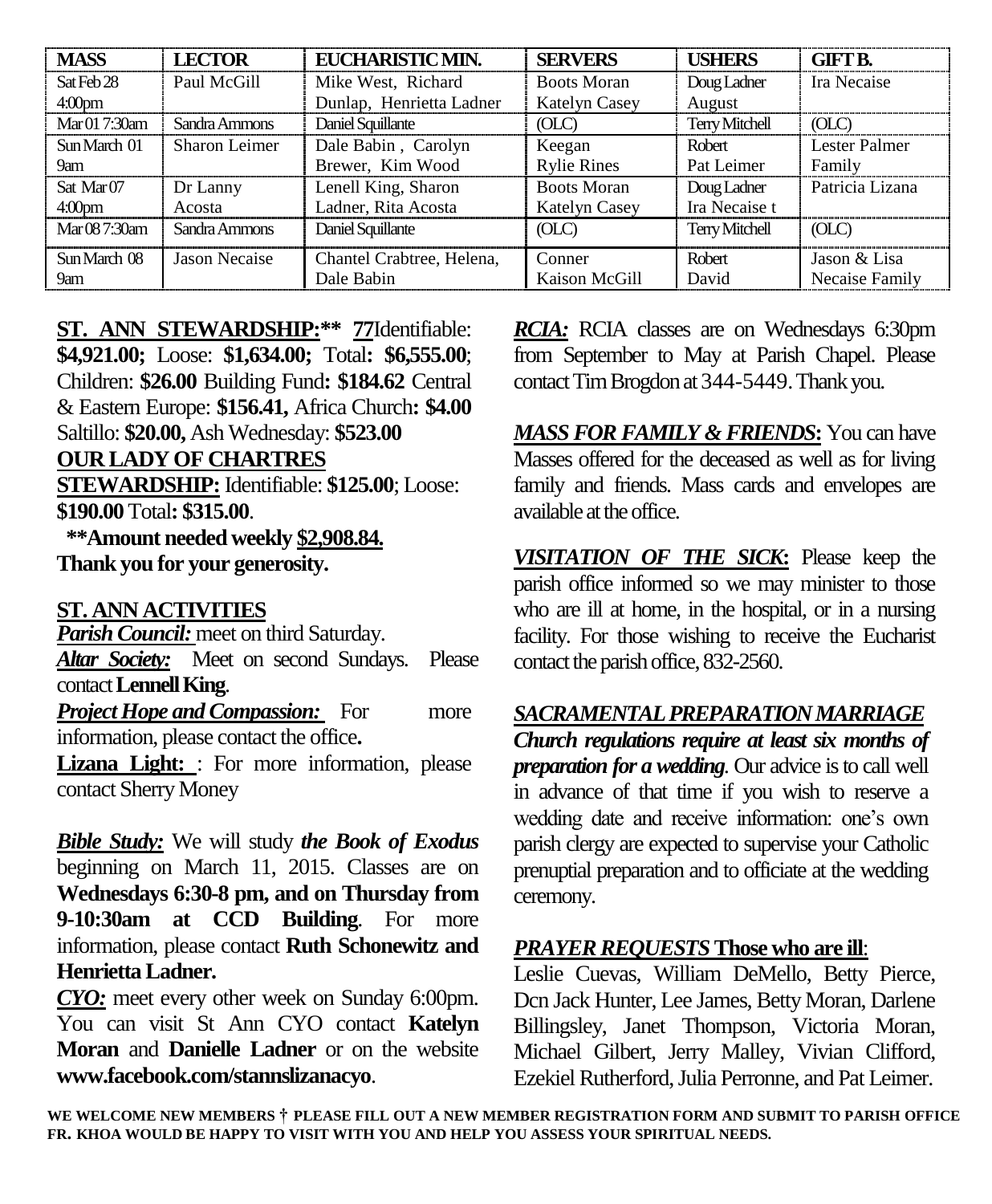| MASS | LECTOR | EUCHARISTIC MIN. | SERVERS | USHERS | GIFT B. |
|---|---|---|---|---|---|
| Sat Feb 28 4:00pm | Paul McGill | Mike West, Richard Dunlap, Henrietta Ladner | Boots Moran Katelyn Casey | Doug Ladner August | Ira Necaise |
| Mar 01 7:30am | Sandra Ammons | Daniel Squillante | (OLC) | Terry Mitchell | (OLC) |
| Sun March 01 9am | Sharon Leimer | Dale Babin , Carolyn Brewer, Kim Wood | Keegan Rylie Rines | Robert Pat Leimer | Lester Palmer Family |
| Sat Mar 07 4:00pm | Dr Lanny Acosta | Lenell King, Sharon Ladner, Rita Acosta | Boots Moran Katelyn Casey | Doug Ladner Ira Necaise t | Patricia Lizana |
| Mar 08 7:30am | Sandra Ammons | Daniel Squillante | (OLC) | Terry Mitchell | (OLC) |
| Sun March 08 9am | Jason Necaise | Chantel Crabtree, Helena, Dale Babin | Conner Kaison McGill | Robert David | Jason & Lisa Necaise Family |

**ST. ANN STEWARDSHIP:\*\* 77** Identifiable: **$4,921.00;** Loose: **$1,634.00;** Total**: $6,555.00**; Children: **$26.00** Building Fund**: $184.62** Central & Eastern Europe: **$156.41,** Africa Church**: $4.00** Saltillo: **$20.00,** Ash Wednesday: **$523.00**

**OUR LADY OF CHARTRES STEWARDSHIP:** Identifiable: **$125.00**; Loose: **$190.00** Total**: $315.00**.

**\*\*Amount needed weekly $2,908.84.**
**Thank you for your generosity.**

**ST. ANN ACTIVITIES**

***Parish Council:*** meet on third Saturday.

***Altar Society:*** Meet on second Sundays. Please contact **Lennell King**.

***Project Hope and Compassion:*** For more information, please contact the office**.**

**Lizana Light:** : For more information, please contact Sherry Money

***Bible Study:*** We will study ***the Book of Exodus*** beginning on March 11, 2015. Classes are on **Wednesdays 6:30-8 pm, and on Thursday from 9-10:30am at CCD Building**. For more information, please contact **Ruth Schonewitz and Henrietta Ladner.**

***CYO:*** meet every other week on Sunday 6:00pm. You can visit St Ann CYO contact **Katelyn Moran** and **Danielle Ladner** or on the website **www.facebook.com/stannslizanacyo**.

***RCIA:*** RCIA classes are on Wednesdays 6:30pm from September to May at Parish Chapel. Please contact Tim Brogdon at 344-5449. Thank you.

***MASS FOR FAMILY & FRIENDS*:** You can have Masses offered for the deceased as well as for living family and friends. Mass cards and envelopes are available at the office.

***VISITATION OF THE SICK*:** Please keep the parish office informed so we may minister to those who are ill at home, in the hospital, or in a nursing facility. For those wishing to receive the Eucharist contact the parish office, 832-2560.

***SACRAMENTAL PREPARATION MARRIAGE***

***Church regulations require at least six months of preparation for a wedding***. Our advice is to call well in advance of that time if you wish to reserve a wedding date and receive information: one's own parish clergy are expected to supervise your Catholic prenuptial preparation and to officiate at the wedding ceremony.

***PRAYER REQUESTS* Those who are ill**:
Leslie Cuevas, William DeMello, Betty Pierce, Dcn Jack Hunter, Lee James, Betty Moran, Darlene Billingsley, Janet Thompson, Victoria Moran, Michael Gilbert, Jerry Malley, Vivian Clifford, Ezekiel Rutherford, Julia Perronne, and Pat Leimer.

**WE WELCOME NEW MEMBERS † PLEASE FILL OUT A NEW MEMBER REGISTRATION FORM AND SUBMIT TO PARISH OFFICE FR. KHOA WOULD BE HAPPY TO VISIT WITH YOU AND HELP YOU ASSESS YOUR SPIRITUAL NEEDS.**